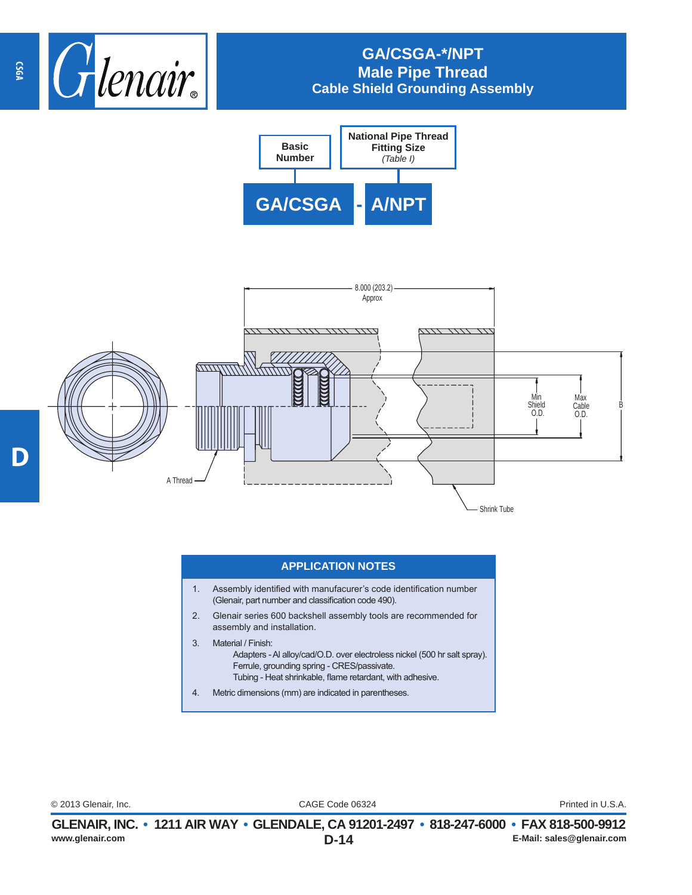# GA/CSGA-*/NPT
## Male Pipe Thread
## Cable Shield Grounding Assembly

| Basic Number | National Pipe Thread Fitting Size *(Table I)* |
|---|---|
| GA/CSGA | - A/NPT |

8.000 (203.2) Approx

Min Shield O.D.

Max Cable O.D.

B

A Thread

Shrink Tube

### APPLICATION NOTES

1. Assembly identified with manufacurer's code identification number (Glenair, part number and classification code 490).
2. Glenair series 600 backshell assembly tools are recommended for assembly and installation.
3. Material / Finish:
   - Adapters - Al alloy/cad/O.D. over electroless nickel (500 hr salt spray).
   - Ferrule, grounding spring - CRES/passivate.
   - Tubing - Heat shrinkable, flame retardant, with adhesive.
4. Metric dimensions (mm) are indicated in parentheses.

© 2013 Glenair, Inc. CAGE Code 06324 Printed in U.S.A.

**GLENAIR, INC. • 1211 AIR WAY • GLENDALE, CA 91201-2497 • 818-247-6000 • FAX 818-500-9912**

www.glenair.com E-Mail: sales@glenair.com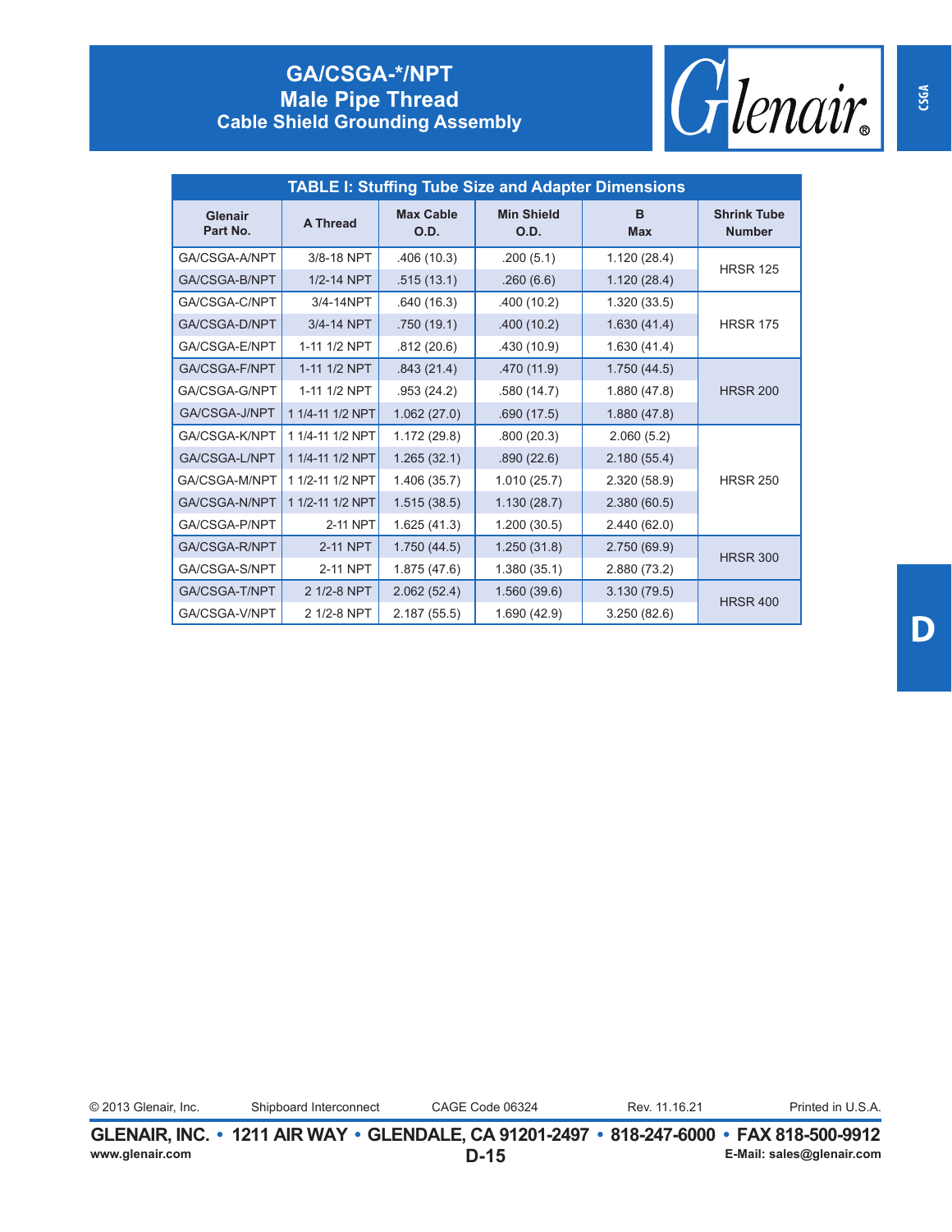# GA/CSGA-*/NPT
## Male Pipe Thread
### Cable Shield Grounding Assembly

| TABLE I: Stuffing Tube Size and Adapter Dimensions | | | | | |
|---|---|---|---|---|---|
| Glenair Part No. | A Thread | Max Cable O.D. | Min Shield O.D. | B Max | Shrink Tube Number |
| GA/CSGA-A/NPT | 3/8-18 NPT | .406 (10.3) | .200 (5.1) | 1.120 (28.4) | HRSR 125 |
| GA/CSGA-B/NPT | 1/2-14 NPT | .515 (13.1) | .260 (6.6) | 1.120 (28.4) | |
| GA/CSGA-C/NPT | 3/4-14NPT | .640 (16.3) | .400 (10.2) | 1.320 (33.5) | HRSR 175 |
| GA/CSGA-D/NPT | 3/4-14 NPT | .750 (19.1) | .400 (10.2) | 1.630 (41.4) | |
| GA/CSGA-E/NPT | 1-11 1/2 NPT | .812 (20.6) | .430 (10.9) | 1.630 (41.4) | |
| GA/CSGA-F/NPT | 1-11 1/2 NPT | .843 (21.4) | .470 (11.9) | 1.750 (44.5) | HRSR 200 |
| GA/CSGA-G/NPT | 1-11 1/2 NPT | .953 (24.2) | .580 (14.7) | 1.880 (47.8) | |
| GA/CSGA-J/NPT | 1 1/4-11 1/2 NPT | 1.062 (27.0) | .690 (17.5) | 1.880 (47.8) | |
| GA/CSGA-K/NPT | 1 1/4-11 1/2 NPT | 1.172 (29.8) | .800 (20.3) | 2.060 (5.2) | HRSR 250 |
| GA/CSGA-L/NPT | 1 1/4-11 1/2 NPT | 1.265 (32.1) | .890 (22.6) | 2.180 (55.4) | |
| GA/CSGA-M/NPT | 1 1/2-11 1/2 NPT | 1.406 (35.7) | 1.010 (25.7) | 2.320 (58.9) | |
| GA/CSGA-N/NPT | 1 1/2-11 1/2 NPT | 1.515 (38.5) | 1.130 (28.7) | 2.380 (60.5) | |
| GA/CSGA-P/NPT | 2-11 NPT | 1.625 (41.3) | 1.200 (30.5) | 2.440 (62.0) | |
| GA/CSGA-R/NPT | 2-11 NPT | 1.750 (44.5) | 1.250 (31.8) | 2.750 (69.9) | HRSR 300 |
| GA/CSGA-S/NPT | 2-11 NPT | 1.875 (47.6) | 1.380 (35.1) | 2.880 (73.2) | |
| GA/CSGA-T/NPT | 2 1/2-8 NPT | 2.062 (52.4) | 1.560 (39.6) | 3.130 (79.5) | HRSR 400 |
| GA/CSGA-V/NPT | 2 1/2-8 NPT | 2.187 (55.5) | 1.690 (42.9) | 3.250 (82.6) | |

© 2013 Glenair, Inc. Shipboard Interconnect CAGE Code 06324 Rev. 11.16.21 Printed in U.S.A.

**GLENAIR, INC. • 1211 AIR WAY • GLENDALE, CA 91201-2497 • 818-247-6000 • FAX 818-500-9912**

www.glenair.com E-Mail: sales@glenair.com